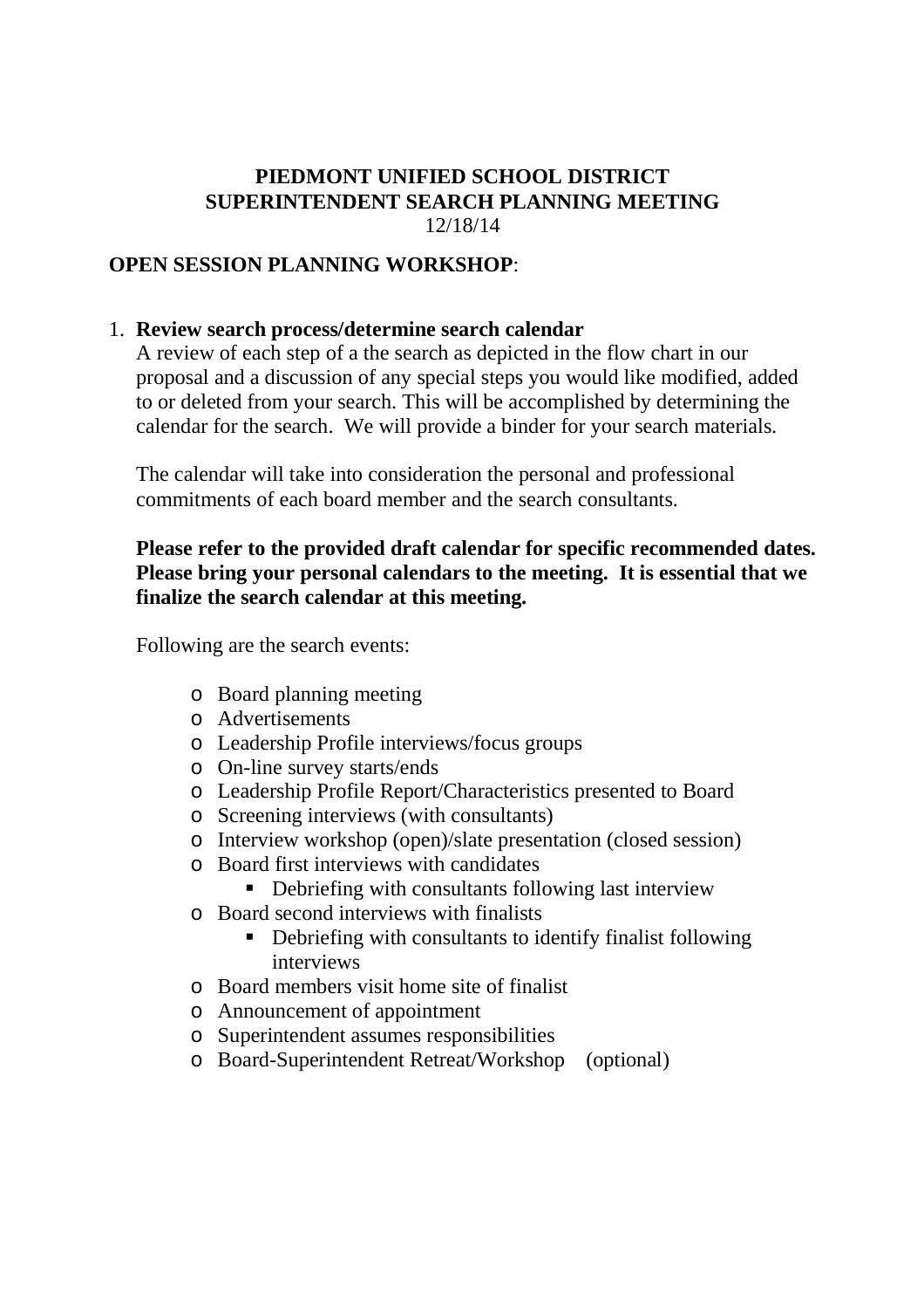# PIEDMONT UNIFIED SCHOOL DISTRICT
# SUPERINTENDENT SEARCH PLANNING MEETING

12/18/14

**OPEN SESSION PLANNING WORKSHOP**:

1. **Review search process/determine search calendar**

   A review of each step of a the search as depicted in the flow chart in our proposal and a discussion of any special steps you would like modified, added to or deleted from your search. This will be accomplished by determining the calendar for the search. We will provide a binder for your search materials.

   The calendar will take into consideration the personal and professional commitments of each board member and the search consultants.

   **Please refer to the provided draft calendar for specific recommended dates. Please bring your personal calendars to the meeting. It is essential that we finalize the search calendar at this meeting.**

   Following are the search events:

   - Board planning meeting
   - Advertisements
   - Leadership Profile interviews/focus groups
   - On-line survey starts/ends
   - Leadership Profile Report/Characteristics presented to Board
   - Screening interviews (with consultants)
   - Interview workshop (open)/slate presentation (closed session)
   - Board first interviews with candidates
     - Debriefing with consultants following last interview
   - Board second interviews with finalists
     - Debriefing with consultants to identify finalist following interviews
   - Board members visit home site of finalist
   - Announcement of appointment
   - Superintendent assumes responsibilities
   - Board-Superintendent Retreat/Workshop (optional)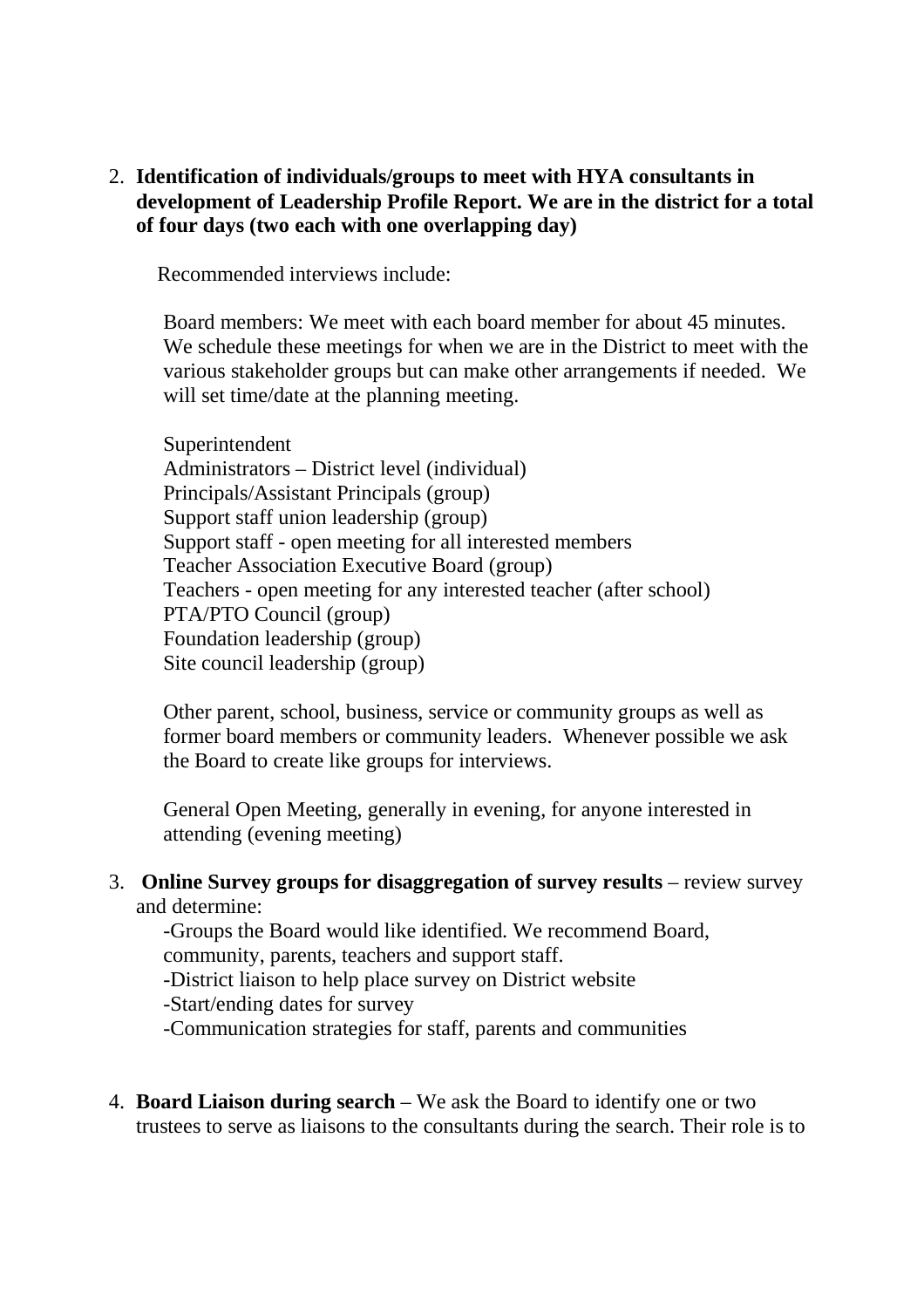2. **Identification of individuals/groups to meet with HYA consultants in development of Leadership Profile Report. We are in the district for a total of four days (two each with one overlapping day)**

   Recommended interviews include:

   Board members: We meet with each board member for about 45 minutes. We schedule these meetings for when we are in the District to meet with the various stakeholder groups but can make other arrangements if needed. We will set time/date at the planning meeting.

   Superintendent
   Administrators – District level (individual)
   Principals/Assistant Principals (group)
   Support staff union leadership (group)
   Support staff - open meeting for all interested members
   Teacher Association Executive Board (group)
   Teachers - open meeting for any interested teacher (after school)
   PTA/PTO Council (group)
   Foundation leadership (group)
   Site council leadership (group)

   Other parent, school, business, service or community groups as well as former board members or community leaders. Whenever possible we ask the Board to create like groups for interviews.

   General Open Meeting, generally in evening, for anyone interested in attending (evening meeting)

3. **Online Survey groups for disaggregation of survey results** – review survey and determine:

   -Groups the Board would like identified. We recommend Board, community, parents, teachers and support staff.
   -District liaison to help place survey on District website
   -Start/ending dates for survey
   -Communication strategies for staff, parents and communities

4. **Board Liaison during search** – We ask the Board to identify one or two trustees to serve as liaisons to the consultants during the search. Their role is to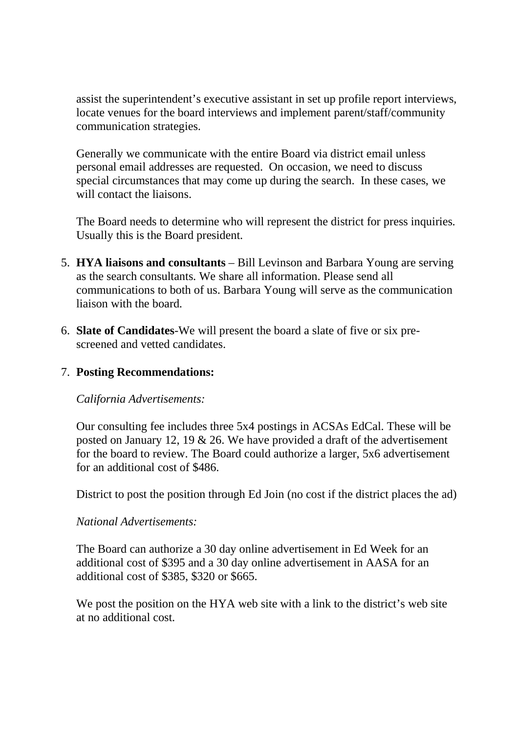assist the superintendent's executive assistant in set up profile report interviews, locate venues for the board interviews and implement parent/staff/community communication strategies.

Generally we communicate with the entire Board via district email unless personal email addresses are requested. On occasion, we need to discuss special circumstances that may come up during the search. In these cases, we will contact the liaisons.

The Board needs to determine who will represent the district for press inquiries. Usually this is the Board president.

5. **HYA liaisons and consultants** – Bill Levinson and Barbara Young are serving as the search consultants. We share all information. Please send all communications to both of us. Barbara Young will serve as the communication liaison with the board.

6. **Slate of Candidates**-We will present the board a slate of five or six pre-screened and vetted candidates.

7. **Posting Recommendations:**

   *California Advertisements:*

   Our consulting fee includes three 5x4 postings in ACSAs EdCal. These will be posted on January 12, 19 & 26. We have provided a draft of the advertisement for the board to review. The Board could authorize a larger, 5x6 advertisement for an additional cost of $486.

   District to post the position through Ed Join (no cost if the district places the ad)

   *National Advertisements:*

   The Board can authorize a 30 day online advertisement in Ed Week for an additional cost of $395 and a 30 day online advertisement in AASA for an additional cost of $385, $320 or $665.

   We post the position on the HYA web site with a link to the district's web site at no additional cost.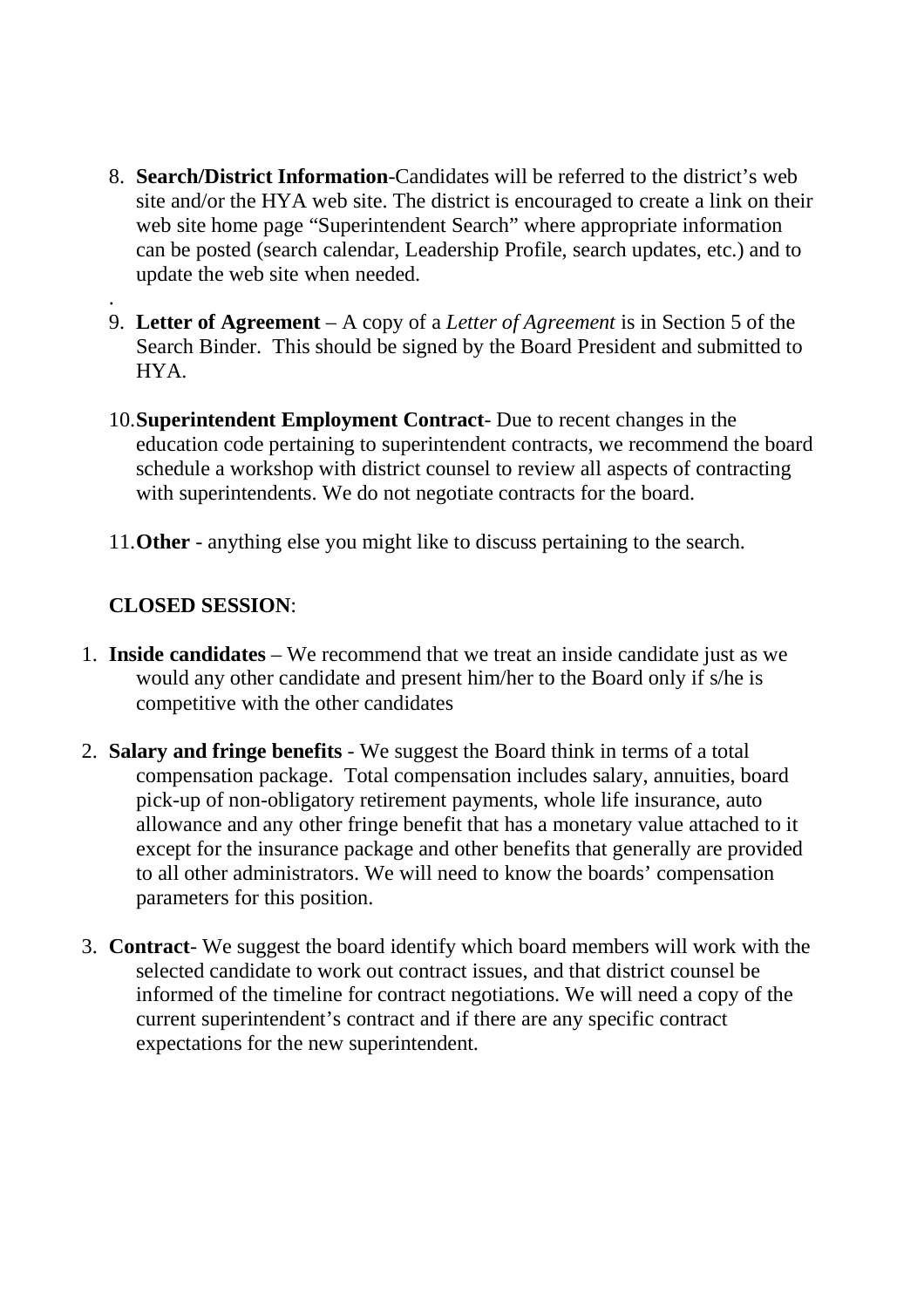8. **Search/District Information**-Candidates will be referred to the district's web site and/or the HYA web site. The district is encouraged to create a link on their web site home page "Superintendent Search" where appropriate information can be posted (search calendar, Leadership Profile, search updates, etc.) and to update the web site when needed.

.

9. **Letter of Agreement** – A copy of a *Letter of Agreement* is in Section 5 of the Search Binder. This should be signed by the Board President and submitted to HYA.

10. **Superintendent Employment Contract**- Due to recent changes in the education code pertaining to superintendent contracts, we recommend the board schedule a workshop with district counsel to review all aspects of contracting with superintendents. We do not negotiate contracts for the board.

11. **Other** - anything else you might like to discuss pertaining to the search.

**CLOSED SESSION**:

1. **Inside candidates** – We recommend that we treat an inside candidate just as we would any other candidate and present him/her to the Board only if s/he is competitive with the other candidates

2. **Salary and fringe benefits** - We suggest the Board think in terms of a total compensation package. Total compensation includes salary, annuities, board pick-up of non-obligatory retirement payments, whole life insurance, auto allowance and any other fringe benefit that has a monetary value attached to it except for the insurance package and other benefits that generally are provided to all other administrators. We will need to know the boards' compensation parameters for this position.

3. **Contract**- We suggest the board identify which board members will work with the selected candidate to work out contract issues, and that district counsel be informed of the timeline for contract negotiations. We will need a copy of the current superintendent's contract and if there are any specific contract expectations for the new superintendent.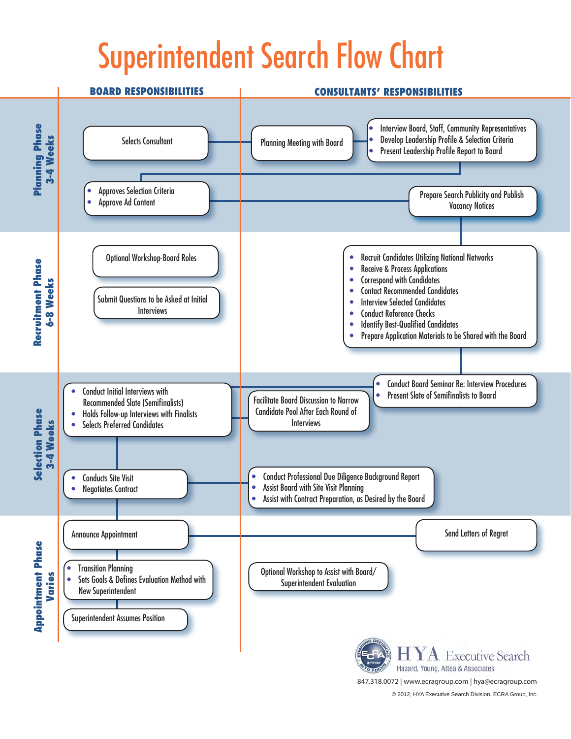# Superintendent Search Flow Chart

| Phase | BOARD RESPONSIBILITIES | CONSULTANTS' RESPONSIBILITIES |
| --- | --- | --- |
| **Planning Phase 3-4 Weeks** | Selects Consultant | Planning Meeting with Board |
| | | • Interview Board, Staff, Community Representatives<br>• Develop Leadership Profile & Selection Criteria<br>• Present Leadership Profile Report to Board |
| | • Approves Selection Criteria<br>• Approve Ad Content | Prepare Search Publicity and Publish Vacancy Notices |
| **Recruitment Phase 6-8 Weeks** | Optional Workshop-Board Roles | • Recruit Candidates Utilizing National Networks<br>• Receive & Process Applications<br>• Correspond with Candidates<br>• Contact Recommended Candidates<br>• Interview Selected Candidates<br>• Conduct Reference Checks<br>• Identify Best-Qualified Candidates<br>• Prepare Application Materials to be Shared with the Board |
| | Submit Questions to be Asked at Initial Interviews | |
| **Selection Phase 3-4 Weeks** | | • Conduct Board Seminar Re: Interview Procedures<br>• Present Slate of Semifinalists to Board |
| | • Conduct Initial Interviews with Recommended Slate (Semifinalists)<br>• Holds Follow-up Interviews with Finalists<br>• Selects Preferred Candidates | Facilitate Board Discussion to Narrow Candidate Pool After Each Round of Interviews |
| | • Conducts Site Visit<br>• Negotiates Contract | • Conduct Professional Due Diligence Background Report<br>• Assist Board with Site Visit Planning<br>• Assist with Contract Preparation, as Desired by the Board |
| **Appointment Phase Varies** | Announce Appointment | Send Letters of Regret |
| | • Transition Planning<br>• Sets Goals & Defines Evaluation Method with New Superintendent | Optional Workshop to Assist with Board/ Superintendent Evaluation |
| | Superintendent Assumes Position | |

HYA Executive Search
Hazard, Young, Attea & Associates

847.318.0072 | www.ecragroup.com | hya@ecragroup.com

© 2012, HYA Executive Search Division, ECRA Group, Inc.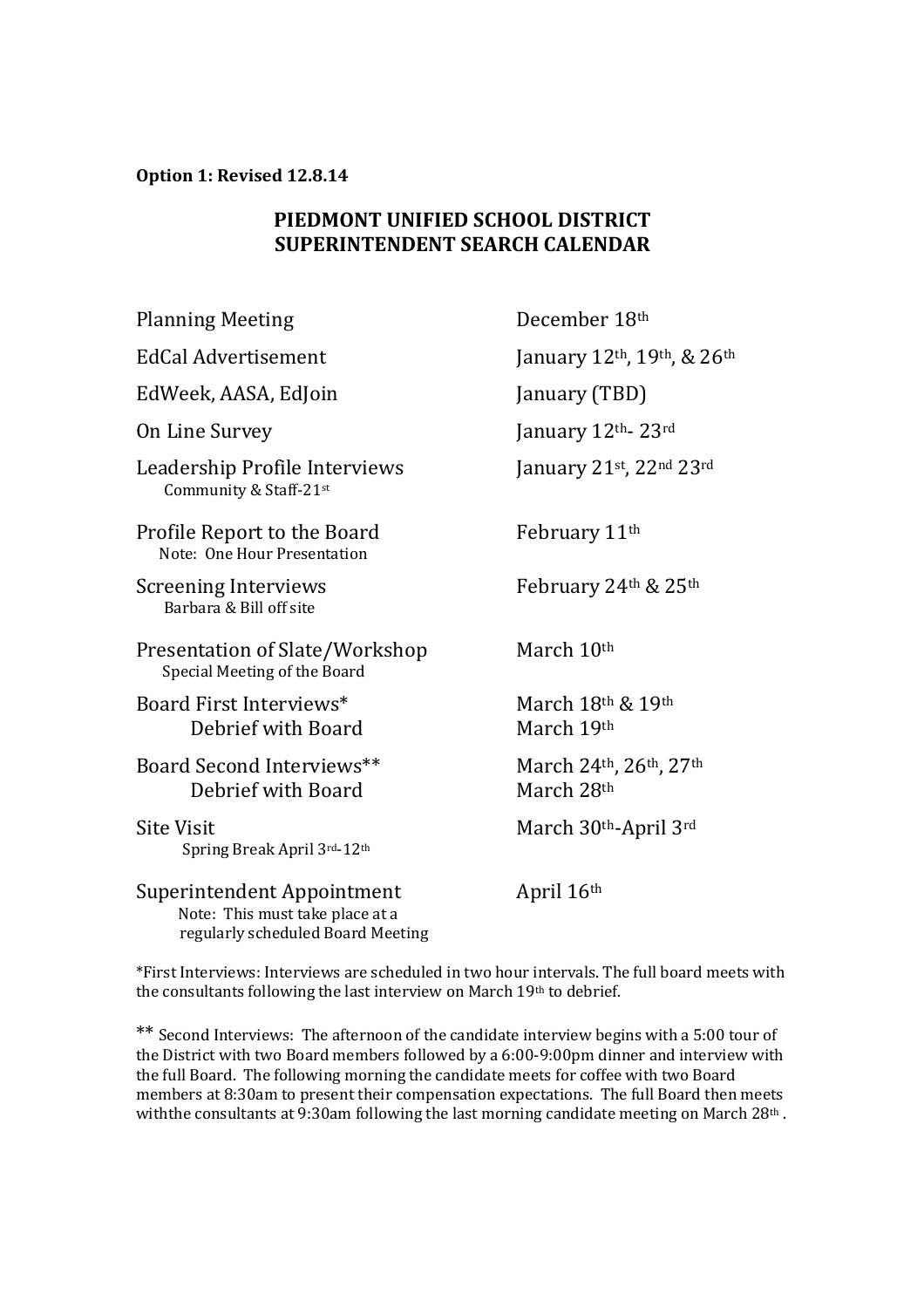**Option 1: Revised 12.8.14**

# PIEDMONT UNIFIED SCHOOL DISTRICT
# SUPERINTENDENT SEARCH CALENDAR

| | |
|---|---|
| Planning Meeting | December 18th |
| EdCal Advertisement | January 12th, 19th, & 26th |
| EdWeek, AASA, EdJoin | January (TBD) |
| On Line Survey | January 12th- 23rd |
| Leadership Profile Interviews<br>Community & Staff-21st | January 21st, 22nd 23rd |
| Profile Report to the Board<br>Note: One Hour Presentation | February 11th |
| Screening Interviews<br>Barbara & Bill off site | February 24th & 25th |
| Presentation of Slate/Workshop<br>Special Meeting of the Board | March 10th |
| Board First Interviews* | March 18th & 19th |
| Debrief with Board | March 19th |
| Board Second Interviews** | March 24th, 26th, 27th |
| Debrief with Board | March 28th |
| Site Visit<br>Spring Break April 3rd-12th | March 30th-April 3rd |
| Superintendent Appointment<br>Note: This must take place at a regularly scheduled Board Meeting | April 16th |

*First Interviews: Interviews are scheduled in two hour intervals. The full board meets with the consultants following the last interview on March 19th to debrief.

** Second Interviews: The afternoon of the candidate interview begins with a 5:00 tour of the District with two Board members followed by a 6:00-9:00pm dinner and interview with the full Board. The following morning the candidate meets for coffee with two Board members at 8:30am to present their compensation expectations. The full Board then meets withthe consultants at 9:30am following the last morning candidate meeting on March 28th .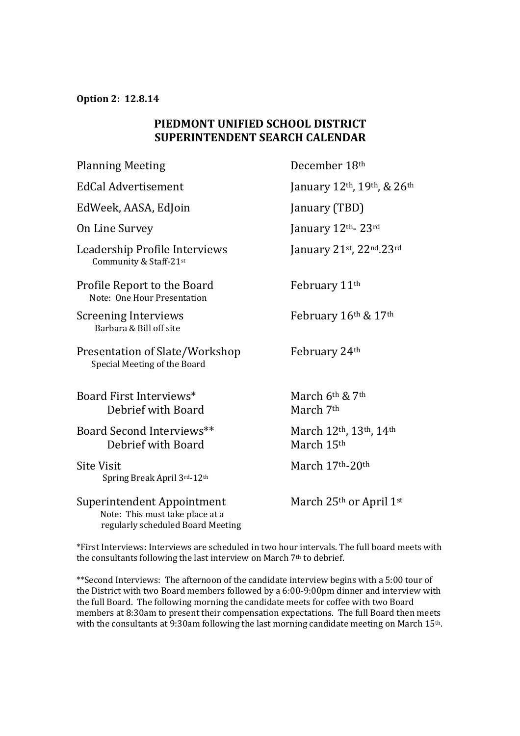**Option 2: 12.8.14**

## PIEDMONT UNIFIED SCHOOL DISTRICT
## SUPERINTENDENT SEARCH CALENDAR

| | |
|---|---|
| Planning Meeting | December 18th |
| EdCal Advertisement | January 12th, 19th, & 26th |
| EdWeek, AASA, EdJoin | January (TBD) |
| On Line Survey | January 12th- 23rd |
| Leadership Profile Interviews<br>Community & Staff-21st | January 21st, 22nd.23rd |
| Profile Report to the Board<br>Note: One Hour Presentation | February 11th |
| Screening Interviews<br>Barbara & Bill off site | February 16th & 17th |
| Presentation of Slate/Workshop<br>Special Meeting of the Board | February 24th |
| Board First Interviews* | March 6th & 7th |
| Debrief with Board | March 7th |
| Board Second Interviews** | March 12th, 13th, 14th |
| Debrief with Board | March 15th |
| Site Visit<br>Spring Break April 3rd-12th | March 17th-20th |
| Superintendent Appointment<br>Note: This must take place at a regularly scheduled Board Meeting | March 25th or April 1st |

*First Interviews: Interviews are scheduled in two hour intervals. The full board meets with the consultants following the last interview on March 7th to debrief.

**Second Interviews: The afternoon of the candidate interview begins with a 5:00 tour of the District with two Board members followed by a 6:00-9:00pm dinner and interview with the full Board. The following morning the candidate meets for coffee with two Board members at 8:30am to present their compensation expectations. The full Board then meets with the consultants at 9:30am following the last morning candidate meeting on March 15th.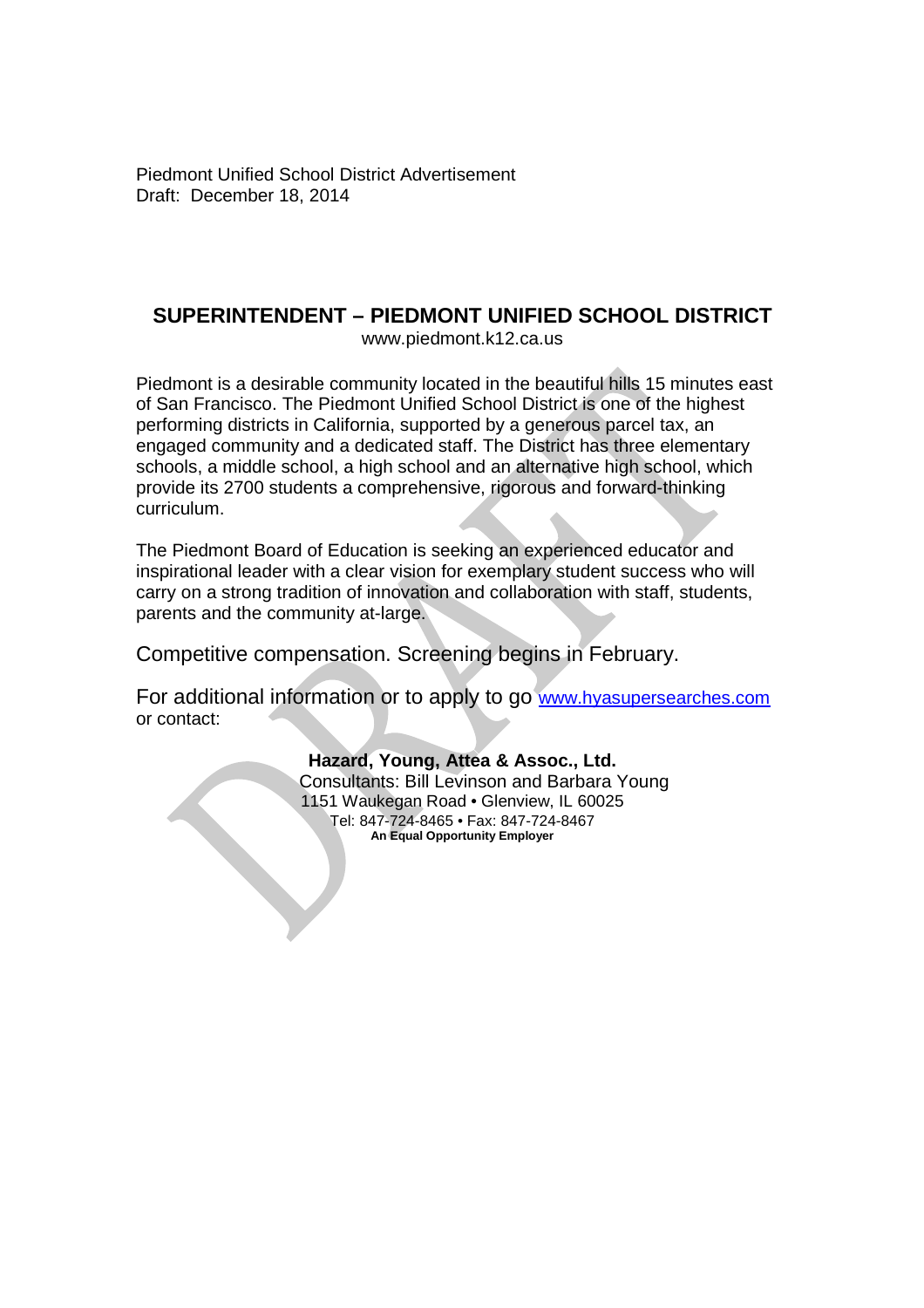Piedmont Unified School District Advertisement
Draft: December 18, 2014

## SUPERINTENDENT – PIEDMONT UNIFIED SCHOOL DISTRICT

www.piedmont.k12.ca.us

Piedmont is a desirable community located in the beautiful hills 15 minutes east of San Francisco. The Piedmont Unified School District is one of the highest performing districts in California, supported by a generous parcel tax, an engaged community and a dedicated staff. The District has three elementary schools, a middle school, a high school and an alternative high school, which provide its 2700 students a comprehensive, rigorous and forward-thinking curriculum.

The Piedmont Board of Education is seeking an experienced educator and inspirational leader with a clear vision for exemplary student success who will carry on a strong tradition of innovation and collaboration with staff, students, parents and the community at-large.

Competitive compensation. Screening begins in February.

For additional information or to apply to go www.hyasupersearches.com or contact:

**Hazard, Young, Attea & Assoc., Ltd.**
Consultants: Bill Levinson and Barbara Young
1151 Waukegan Road • Glenview, IL 60025
Tel: 847-724-8465 • Fax: 847-724-8467
**An Equal Opportunity Employer**